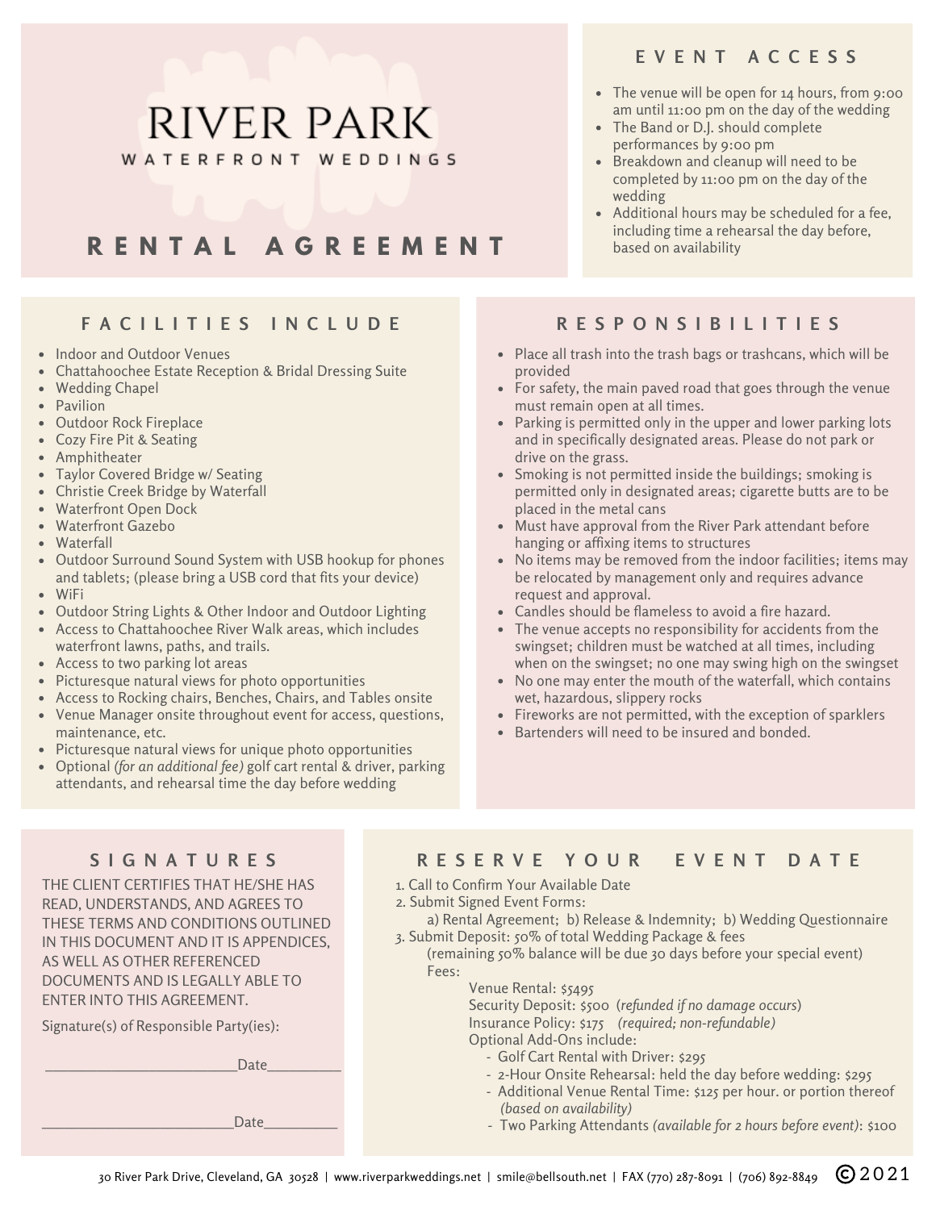# RIVER PARK

WATERFRONT WEDDINGS

## RENTAL AGREEMENT

## EVENT ACCESS

- The venue will be open for 14 hours, from 9:00 am until 11:00 pm on the day of the wedding
- The Band or D.J. should complete performances by 9:00 pm
- Breakdown and cleanup will need to be completed by 11:00 pm on the day of the wedding
- Additional hours may be scheduled for a fee, including time a rehearsal the day before, based on availability

## FACILITIES INCLUDE

- Indoor and Outdoor Venues
- Chattahoochee Estate Reception & Bridal Dressing Suite
- Wedding Chapel
- Pavilion
- Outdoor Rock Fireplace
- Cozy Fire Pit & Seating
- Amphitheater
- Taylor Covered Bridge w/ Seating
- Christie Creek Bridge by Waterfall
- Waterfront Open Dock
- Waterfront Gazebo
- Waterfall
- Outdoor Surround Sound System with USB hookup for phones and tablets; (please bring a USB cord that fits your device)
- WiFi
- Outdoor String Lights & Other Indoor and Outdoor Lighting
- Access to Chattahoochee River Walk areas, which includes waterfront lawns, paths, and trails.
- Access to two parking lot areas
- Picturesque natural views for photo opportunities
- Access to Rocking chairs, Benches, Chairs, and Tables onsite
- Venue Manager onsite throughout event for access, questions, maintenance, etc.
- Picturesque natural views for unique photo opportunities
- Optional *(for an additional fee)* golf cart rental & driver, parking attendants, and rehearsal time the day before wedding

## RESPONSIBILITIES

- Place all trash into the trash bags or trashcans, which will be provided
- For safety, the main paved road that goes through the venue must remain open at all times.
- Parking is permitted only in the upper and lower parking lots and in specifically designated areas. Please do not park or drive on the grass.
- Smoking is not permitted inside the buildings; smoking is permitted only in designated areas; cigarette butts are to be placed in the metal cans
- Must have approval from the River Park attendant before hanging or affixing items to structures
- No items may be removed from the indoor facilities; items may be relocated by management only and requires advance request and approval.
- Candles should be flameless to avoid a fire hazard.
- The venue accepts no responsibility for accidents from the swingset; children must be watched at all times, including when on the swingset; no one may swing high on the swingset
- No one may enter the mouth of the waterfall, which contains wet, hazardous, slippery rocks
- Fireworks are not permitted, with the exception of sparklers
- Bartenders will need to be insured and bonded.

## SIGNATURES

THE CLIENT CERTIFIES THAT HE/SHE HAS READ, UNDERSTANDS, AND AGREES TO THESE TERMS AND CONDITIONS OUTLINED IN THIS DOCUMENT AND IT IS APPENDICES, AS WELL AS OTHER REFERENCED DOCUMENTS AND IS LEGALLY ABLE TO ENTER INTO THIS AGREEMENT.

Signature(s) of Responsible Party(ies):

________________________Date_________

________________________Date_________

## RESERVE YOUR EVENT DATE

1. Call to Confirm Your Available Date
2. Submit Signed Event Forms:
   a) Rental Agreement; b) Release & Indemnity; b) Wedding Questionnaire
3. Submit Deposit: 50% of total Wedding Package & fees
   (remaining 50% balance will be due 30 days before your special event)
   Fees:
   - Venue Rental: $5495
   - Security Deposit: $500 *(refunded if no damage occurs)*
   - Insurance Policy: $175 *(required; non-refundable)*
   - Optional Add-Ons include:
     - Golf Cart Rental with Driver: $295
     - 2-Hour Onsite Rehearsal: held the day before wedding: $295
     - Additional Venue Rental Time: $125 per hour. or portion thereof *(based on availability)*
     - Two Parking Attendants *(available for 2 hours before event)*: $100

30 River Park Drive, Cleveland, GA 30528 | www.riverparkweddings.net | smile@bellsouth.net | FAX (770) 287-8091 | (706) 892-8849 © 2021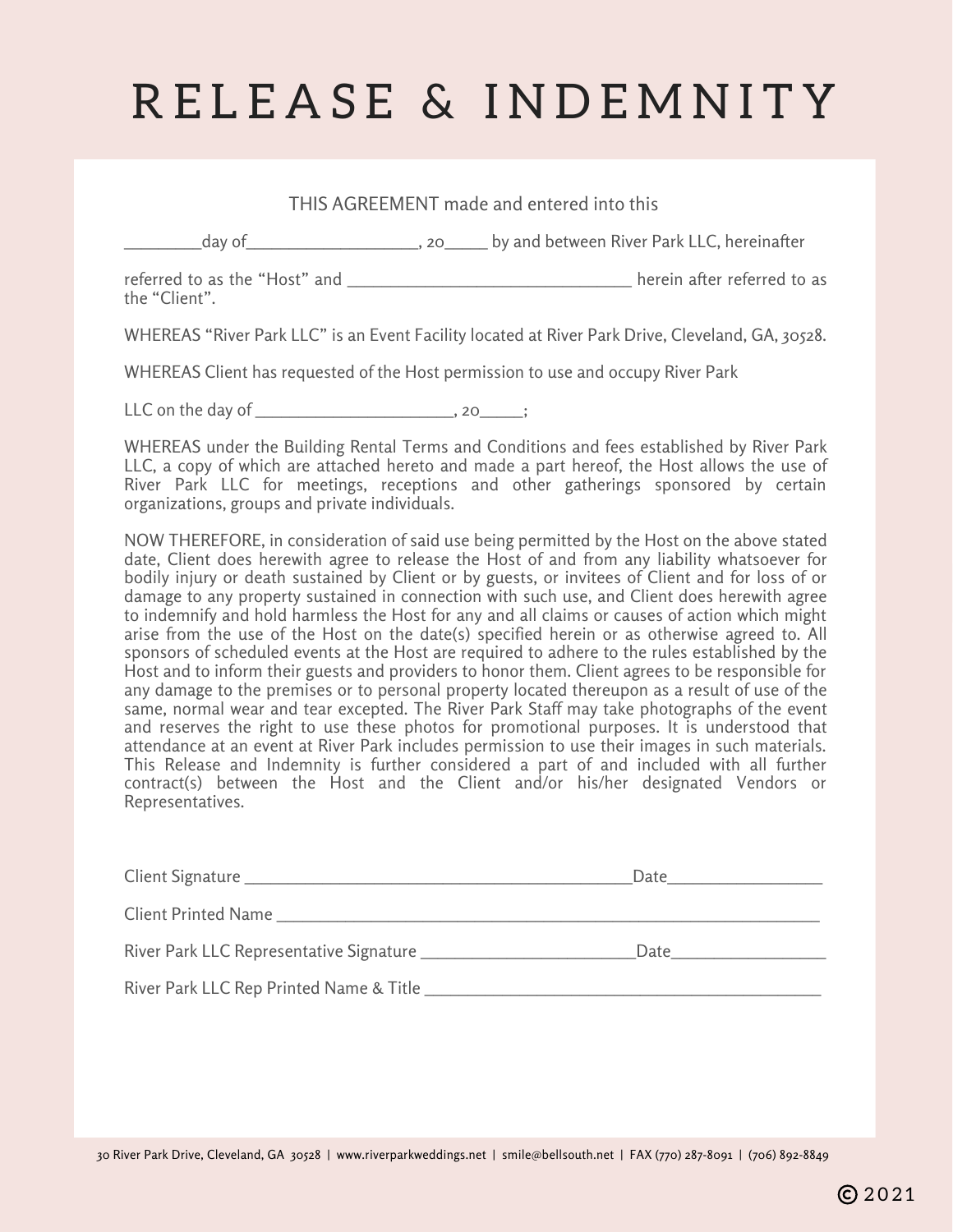# RELEASE & INDEMNITY

THIS AGREEMENT made and entered into this

________day of__________________, 20_____ by and between River Park LLC, hereinafter

referred to as the "Host" and ______________________________ herein after referred to as the "Client".

WHEREAS "River Park LLC" is an Event Facility located at River Park Drive, Cleveland, GA, 30528.

WHEREAS Client has requested of the Host permission to use and occupy River Park

LLC on the day of _____________________, 20_____;

WHEREAS under the Building Rental Terms and Conditions and fees established by River Park LLC, a copy of which are attached hereto and made a part hereof, the Host allows the use of River Park LLC for meetings, receptions and other gatherings sponsored by certain organizations, groups and private individuals.

NOW THEREFORE, in consideration of said use being permitted by the Host on the above stated date, Client does herewith agree to release the Host of and from any liability whatsoever for bodily injury or death sustained by Client or by guests, or invitees of Client and for loss of or damage to any property sustained in connection with such use, and Client does herewith agree to indemnify and hold harmless the Host for any and all claims or causes of action which might arise from the use of the Host on the date(s) specified herein or as otherwise agreed to. All sponsors of scheduled events at the Host are required to adhere to the rules established by the Host and to inform their guests and providers to honor them. Client agrees to be responsible for any damage to the premises or to personal property located thereupon as a result of use of the same, normal wear and tear excepted. The River Park Staff may take photographs of the event and reserves the right to use these photos for promotional purposes. It is understood that attendance at an event at River Park includes permission to use their images in such materials. This Release and Indemnity is further considered a part of and included with all further contract(s) between the Host and the Client and/or his/her designated Vendors or Representatives.

Client Signature ________________________________________Date________________

Client Printed Name ________________________________________________________

River Park LLC Representative Signature _______________________Date________________

River Park LLC Rep Printed Name & Title ________________________________________

30 River Park Drive, Cleveland, GA 30528 | www.riverparkweddings.net | smile@bellsouth.net | FAX (770) 287-8091 | (706) 892-8849

© 2021